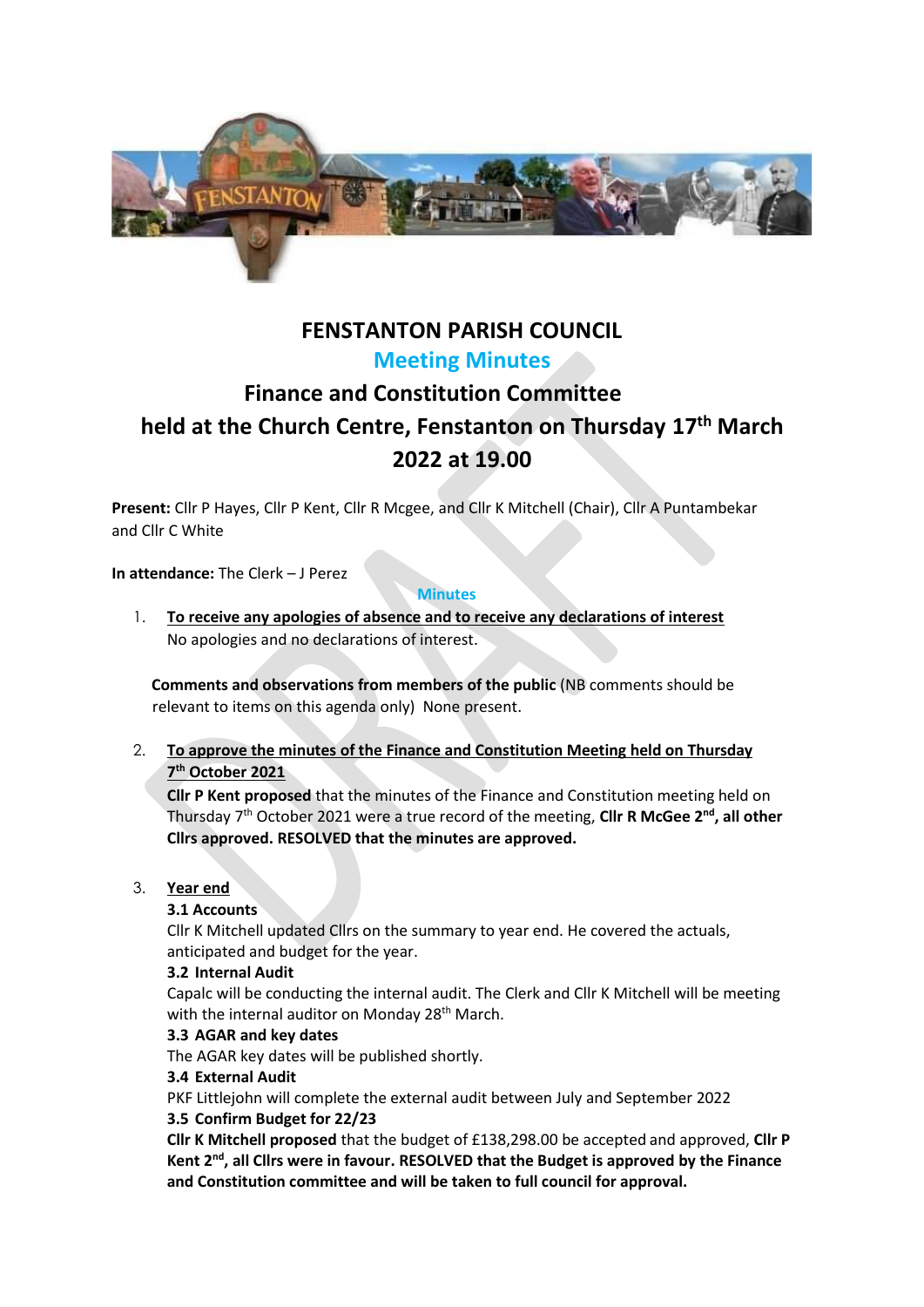# FENSTANTON PARISH COUNCIL

## Meeting Minutes

## Finance and Constitution Committee held at the Church Centre, Fenstanton on Thursday 17th March 2022 at 19.00

**Present:** Cllr P Hayes, Cllr P Kent, Cllr R Mcgee, and Cllr K Mitchell (Chair), Cllr A Puntambekar and Cllr C White

**In attendance:** The Clerk – J Perez

### Minutes

1. **To receive any apologies of absence and to receive any declarations of interest**
   No apologies and no declarations of interest.

   **Comments and observations from members of the public** (NB comments should be relevant to items on this agenda only) None present.

2. **To approve the minutes of the Finance and Constitution Meeting held on Thursday 7th October 2021**
   **Cllr P Kent proposed** that the minutes of the Finance and Constitution meeting held on Thursday 7th October 2021 were a true record of the meeting, **Cllr R McGee 2nd, all other Cllrs approved. RESOLVED that the minutes are approved.**

3. **Year end**

   **3.1 Accounts**
   Cllr K Mitchell updated Cllrs on the summary to year end. He covered the actuals, anticipated and budget for the year.

   **3.2 Internal Audit**
   Capalc will be conducting the internal audit. The Clerk and Cllr K Mitchell will be meeting with the internal auditor on Monday 28th March.

   **3.3 AGAR and key dates**
   The AGAR key dates will be published shortly.

   **3.4 External Audit**
   PKF Littlejohn will complete the external audit between July and September 2022

   **3.5 Confirm Budget for 22/23**
   **Cllr K Mitchell proposed** that the budget of £138,298.00 be accepted and approved, **Cllr P Kent 2nd, all Cllrs were in favour. RESOLVED that the Budget is approved by the Finance and Constitution committee and will be taken to full council for approval.**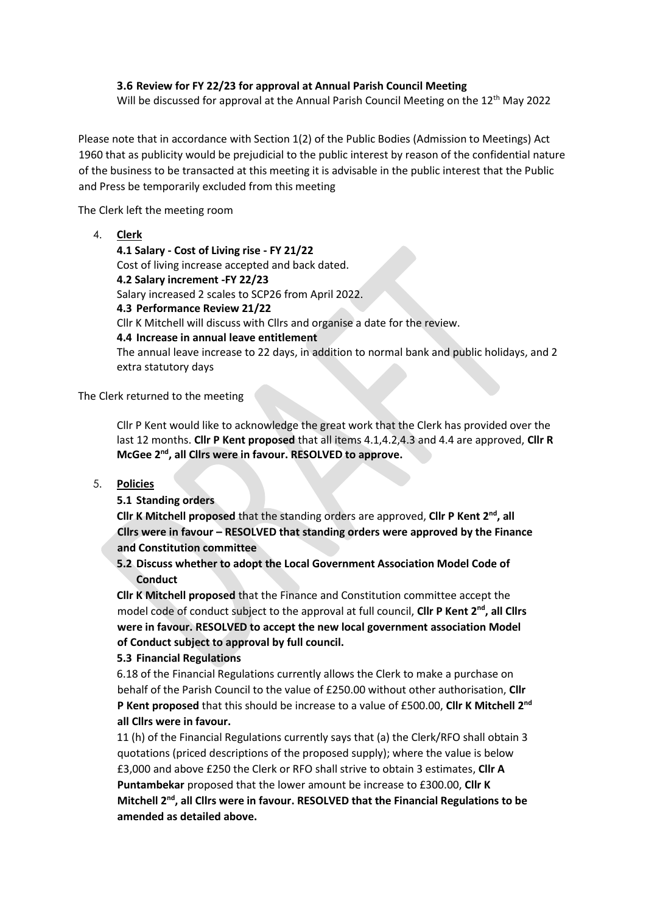**3.6 Review for FY 22/23 for approval at Annual Parish Council Meeting**

Will be discussed for approval at the Annual Parish Council Meeting on the 12th May 2022

Please note that in accordance with Section 1(2) of the Public Bodies (Admission to Meetings) Act 1960 that as publicity would be prejudicial to the public interest by reason of the confidential nature of the business to be transacted at this meeting it is advisable in the public interest that the Public and Press be temporarily excluded from this meeting

The Clerk left the meeting room

4. **Clerk**

   **4.1 Salary - Cost of Living rise - FY 21/22**
   Cost of living increase accepted and back dated.
   **4.2 Salary increment -FY 22/23**
   Salary increased 2 scales to SCP26 from April 2022.
   **4.3 Performance Review 21/22**
   Cllr K Mitchell will discuss with Cllrs and organise a date for the review.
   **4.4 Increase in annual leave entitlement**
   The annual leave increase to 22 days, in addition to normal bank and public holidays, and 2 extra statutory days

The Clerk returned to the meeting

Cllr P Kent would like to acknowledge the great work that the Clerk has provided over the last 12 months. **Cllr P Kent proposed** that all items 4.1,4.2,4.3 and 4.4 are approved, **Cllr R McGee 2nd, all Cllrs were in favour. RESOLVED to approve.**

5. **Policies**

   **5.1 Standing orders**

   **Cllr K Mitchell proposed** that the standing orders are approved, **Cllr P Kent 2nd, all Cllrs were in favour – RESOLVED that standing orders were approved by the Finance and Constitution committee**

   **5.2 Discuss whether to adopt the Local Government Association Model Code of Conduct**

   **Cllr K Mitchell proposed** that the Finance and Constitution committee accept the model code of conduct subject to the approval at full council, **Cllr P Kent 2nd, all Cllrs were in favour. RESOLVED to accept the new local government association Model of Conduct subject to approval by full council.**

   **5.3 Financial Regulations**

   6.18 of the Financial Regulations currently allows the Clerk to make a purchase on behalf of the Parish Council to the value of £250.00 without other authorisation, **Cllr P Kent proposed** that this should be increase to a value of £500.00, **Cllr K Mitchell 2nd all Cllrs were in favour.**

   11 (h) of the Financial Regulations currently says that (a) the Clerk/RFO shall obtain 3 quotations (priced descriptions of the proposed supply); where the value is below £3,000 and above £250 the Clerk or RFO shall strive to obtain 3 estimates, **Cllr A Puntambekar** proposed that the lower amount be increase to £300.00, **Cllr K Mitchell 2nd, all Cllrs were in favour. RESOLVED that the Financial Regulations to be amended as detailed above.**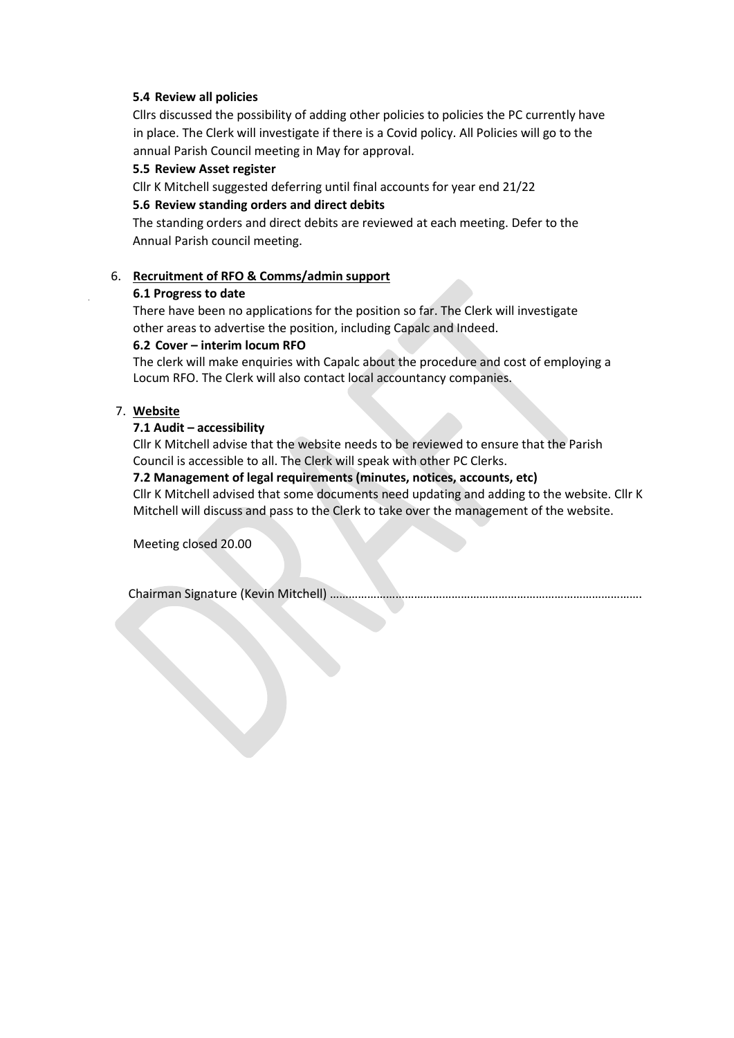**5.4 Review all policies**

Cllrs discussed the possibility of adding other policies to policies the PC currently have in place. The Clerk will investigate if there is a Covid policy. All Policies will go to the annual Parish Council meeting in May for approval.

**5.5 Review Asset register**

Cllr K Mitchell suggested deferring until final accounts for year end 21/22

**5.6 Review standing orders and direct debits**

The standing orders and direct debits are reviewed at each meeting. Defer to the Annual Parish council meeting.

6. **Recruitment of RFO & Comms/admin support**

**6.1 Progress to date**

There have been no applications for the position so far. The Clerk will investigate other areas to advertise the position, including Capalc and Indeed.

**6.2 Cover – interim locum RFO**

The clerk will make enquiries with Capalc about the procedure and cost of employing a Locum RFO. The Clerk will also contact local accountancy companies.

7. **Website**

**7.1 Audit – accessibility**

Cllr K Mitchell advise that the website needs to be reviewed to ensure that the Parish Council is accessible to all. The Clerk will speak with other PC Clerks.

**7.2 Management of legal requirements (minutes, notices, accounts, etc)**

Cllr K Mitchell advised that some documents need updating and adding to the website. Cllr K Mitchell will discuss and pass to the Clerk to take over the management of the website.

Meeting closed 20.00

Chairman Signature (Kevin Mitchell) ………………………………………………………………………………………

DRAFT